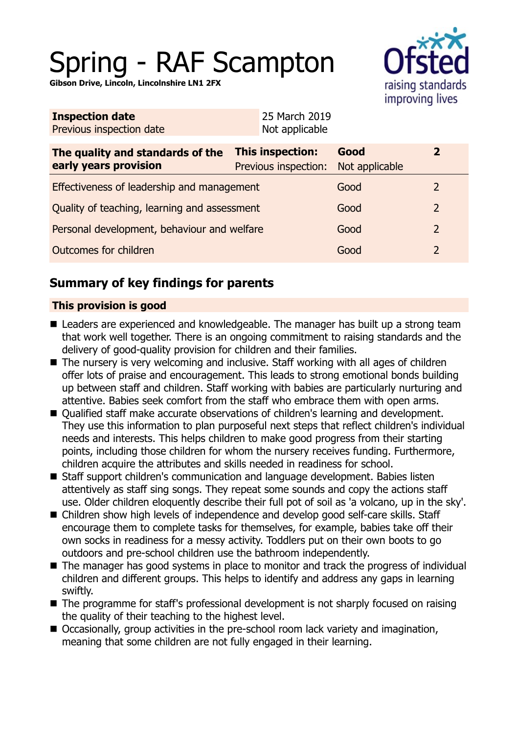# Spring - RAF Scampton

**Gibson Drive, Lincoln, Lincolnshire LN1 2FX**

| **Inspection date** | 25 March 2019 |
| --- | --- |
| Previous inspection date | Not applicable |

| **The quality and standards of the early years provision** | **This inspection:** | **Good** | **2** |
| --- | --- | --- | --- |
| | Previous inspection: | Not applicable | |
| Effectiveness of leadership and management | | Good | 2 |
| Quality of teaching, learning and assessment | | Good | 2 |
| Personal development, behaviour and welfare | | Good | 2 |
| Outcomes for children | | Good | 2 |

## Summary of key findings for parents

### This provision is good

- Leaders are experienced and knowledgeable. The manager has built up a strong team that work well together. There is an ongoing commitment to raising standards and the delivery of good-quality provision for children and their families.
- The nursery is very welcoming and inclusive. Staff working with all ages of children offer lots of praise and encouragement. This leads to strong emotional bonds building up between staff and children. Staff working with babies are particularly nurturing and attentive. Babies seek comfort from the staff who embrace them with open arms.
- Qualified staff make accurate observations of children's learning and development. They use this information to plan purposeful next steps that reflect children's individual needs and interests. This helps children to make good progress from their starting points, including those children for whom the nursery receives funding. Furthermore, children acquire the attributes and skills needed in readiness for school.
- Staff support children's communication and language development. Babies listen attentively as staff sing songs. They repeat some sounds and copy the actions staff use. Older children eloquently describe their full pot of soil as 'a volcano, up in the sky'.
- Children show high levels of independence and develop good self-care skills. Staff encourage them to complete tasks for themselves, for example, babies take off their own socks in readiness for a messy activity. Toddlers put on their own boots to go outdoors and pre-school children use the bathroom independently.
- The manager has good systems in place to monitor and track the progress of individual children and different groups. This helps to identify and address any gaps in learning swiftly.
- The programme for staff's professional development is not sharply focused on raising the quality of their teaching to the highest level.
- Occasionally, group activities in the pre-school room lack variety and imagination, meaning that some children are not fully engaged in their learning.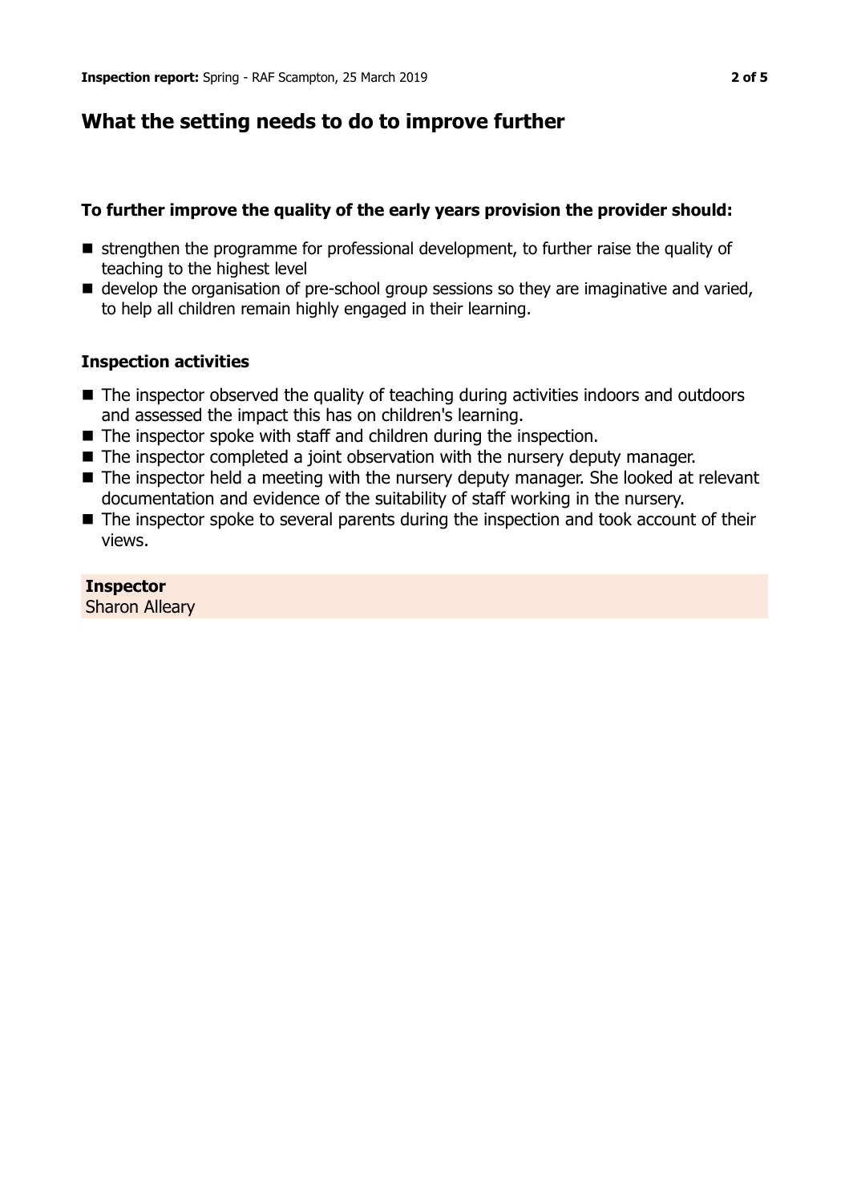## What the setting needs to do to improve further

### To further improve the quality of the early years provision the provider should:

- strengthen the programme for professional development, to further raise the quality of teaching to the highest level
- develop the organisation of pre-school group sessions so they are imaginative and varied, to help all children remain highly engaged in their learning.

### Inspection activities

- The inspector observed the quality of teaching during activities indoors and outdoors and assessed the impact this has on children's learning.
- The inspector spoke with staff and children during the inspection.
- The inspector completed a joint observation with the nursery deputy manager.
- The inspector held a meeting with the nursery deputy manager. She looked at relevant documentation and evidence of the suitability of staff working in the nursery.
- The inspector spoke to several parents during the inspection and took account of their views.

**Inspector**
Sharon Alleary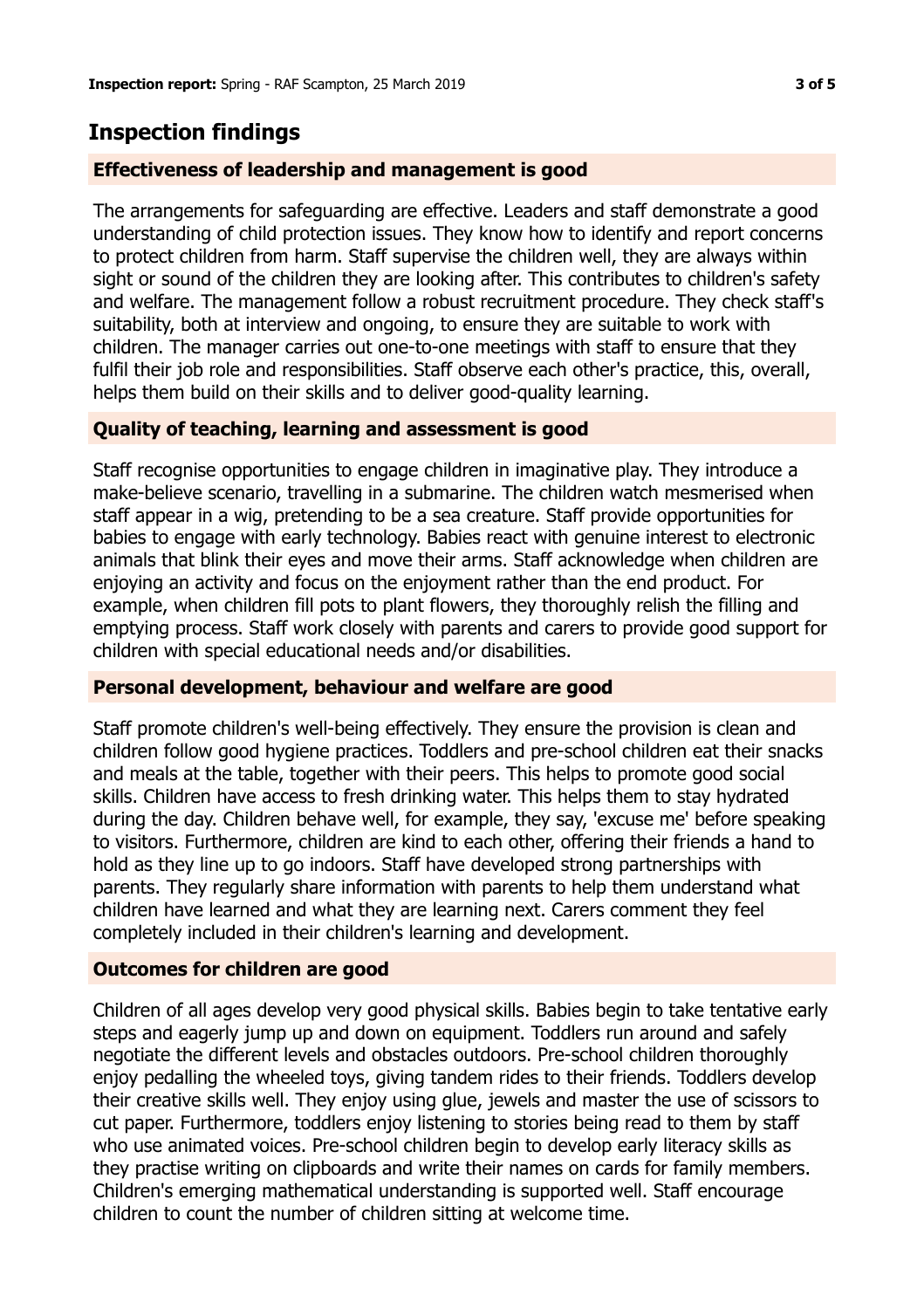## Inspection findings

### Effectiveness of leadership and management is good

The arrangements for safeguarding are effective. Leaders and staff demonstrate a good understanding of child protection issues. They know how to identify and report concerns to protect children from harm. Staff supervise the children well, they are always within sight or sound of the children they are looking after. This contributes to children's safety and welfare. The management follow a robust recruitment procedure. They check staff's suitability, both at interview and ongoing, to ensure they are suitable to work with children. The manager carries out one-to-one meetings with staff to ensure that they fulfil their job role and responsibilities. Staff observe each other's practice, this, overall, helps them build on their skills and to deliver good-quality learning.

### Quality of teaching, learning and assessment is good

Staff recognise opportunities to engage children in imaginative play. They introduce a make-believe scenario, travelling in a submarine. The children watch mesmerised when staff appear in a wig, pretending to be a sea creature. Staff provide opportunities for babies to engage with early technology. Babies react with genuine interest to electronic animals that blink their eyes and move their arms. Staff acknowledge when children are enjoying an activity and focus on the enjoyment rather than the end product. For example, when children fill pots to plant flowers, they thoroughly relish the filling and emptying process. Staff work closely with parents and carers to provide good support for children with special educational needs and/or disabilities.

### Personal development, behaviour and welfare are good

Staff promote children's well-being effectively. They ensure the provision is clean and children follow good hygiene practices. Toddlers and pre-school children eat their snacks and meals at the table, together with their peers. This helps to promote good social skills. Children have access to fresh drinking water. This helps them to stay hydrated during the day. Children behave well, for example, they say, 'excuse me' before speaking to visitors. Furthermore, children are kind to each other, offering their friends a hand to hold as they line up to go indoors. Staff have developed strong partnerships with parents. They regularly share information with parents to help them understand what children have learned and what they are learning next. Carers comment they feel completely included in their children's learning and development.

### Outcomes for children are good

Children of all ages develop very good physical skills. Babies begin to take tentative early steps and eagerly jump up and down on equipment. Toddlers run around and safely negotiate the different levels and obstacles outdoors. Pre-school children thoroughly enjoy pedalling the wheeled toys, giving tandem rides to their friends. Toddlers develop their creative skills well. They enjoy using glue, jewels and master the use of scissors to cut paper. Furthermore, toddlers enjoy listening to stories being read to them by staff who use animated voices. Pre-school children begin to develop early literacy skills as they practise writing on clipboards and write their names on cards for family members. Children's emerging mathematical understanding is supported well. Staff encourage children to count the number of children sitting at welcome time.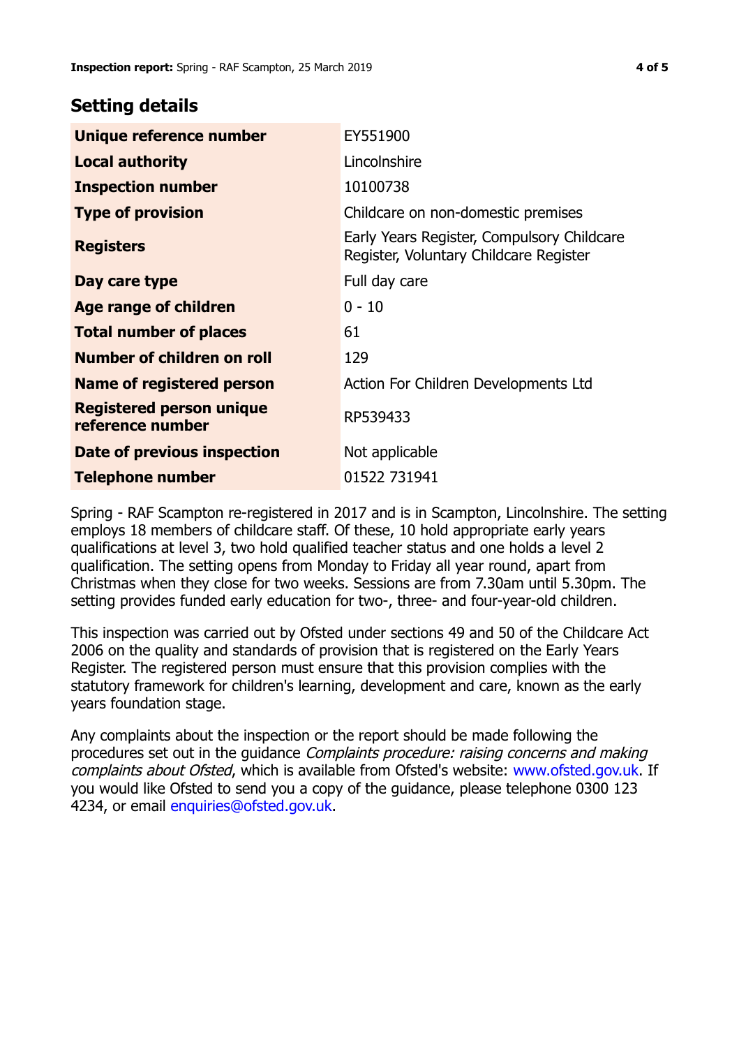## Setting details

| | |
|---|---|
| **Unique reference number** | EY551900 |
| **Local authority** | Lincolnshire |
| **Inspection number** | 10100738 |
| **Type of provision** | Childcare on non-domestic premises |
| **Registers** | Early Years Register, Compulsory Childcare Register, Voluntary Childcare Register |
| **Day care type** | Full day care |
| **Age range of children** | 0 - 10 |
| **Total number of places** | 61 |
| **Number of children on roll** | 129 |
| **Name of registered person** | Action For Children Developments Ltd |
| **Registered person unique reference number** | RP539433 |
| **Date of previous inspection** | Not applicable |
| **Telephone number** | 01522 731941 |

Spring - RAF Scampton re-registered in 2017 and is in Scampton, Lincolnshire. The setting employs 18 members of childcare staff. Of these, 10 hold appropriate early years qualifications at level 3, two hold qualified teacher status and one holds a level 2 qualification. The setting opens from Monday to Friday all year round, apart from Christmas when they close for two weeks. Sessions are from 7.30am until 5.30pm. The setting provides funded early education for two-, three- and four-year-old children.

This inspection was carried out by Ofsted under sections 49 and 50 of the Childcare Act 2006 on the quality and standards of provision that is registered on the Early Years Register. The registered person must ensure that this provision complies with the statutory framework for children's learning, development and care, known as the early years foundation stage.

Any complaints about the inspection or the report should be made following the procedures set out in the guidance *Complaints procedure: raising concerns and making complaints about Ofsted*, which is available from Ofsted's website: www.ofsted.gov.uk. If you would like Ofsted to send you a copy of the guidance, please telephone 0300 123 4234, or email enquiries@ofsted.gov.uk.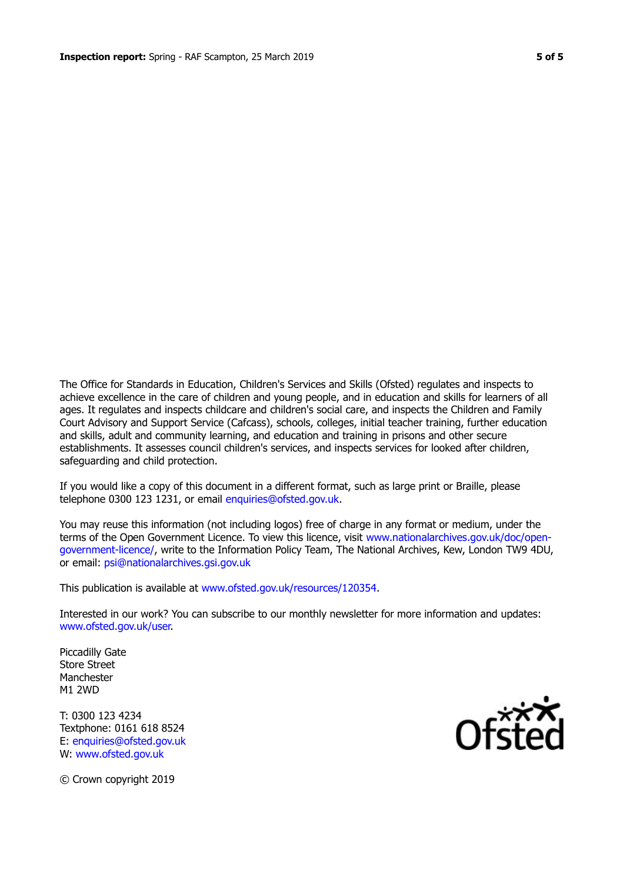The Office for Standards in Education, Children's Services and Skills (Ofsted) regulates and inspects to achieve excellence in the care of children and young people, and in education and skills for learners of all ages. It regulates and inspects childcare and children's social care, and inspects the Children and Family Court Advisory and Support Service (Cafcass), schools, colleges, initial teacher training, further education and skills, adult and community learning, and education and training in prisons and other secure establishments. It assesses council children's services, and inspects services for looked after children, safeguarding and child protection.

If you would like a copy of this document in a different format, such as large print or Braille, please telephone 0300 123 1231, or email enquiries@ofsted.gov.uk.

You may reuse this information (not including logos) free of charge in any format or medium, under the terms of the Open Government Licence. To view this licence, visit www.nationalarchives.gov.uk/doc/open-government-licence/, write to the Information Policy Team, The National Archives, Kew, London TW9 4DU, or email: psi@nationalarchives.gsi.gov.uk

This publication is available at www.ofsted.gov.uk/resources/120354.

Interested in our work? You can subscribe to our monthly newsletter for more information and updates: www.ofsted.gov.uk/user.

Piccadilly Gate
Store Street
Manchester
M1 2WD

T: 0300 123 4234
Textphone: 0161 618 8524
E: enquiries@ofsted.gov.uk
W: www.ofsted.gov.uk

© Crown copyright 2019